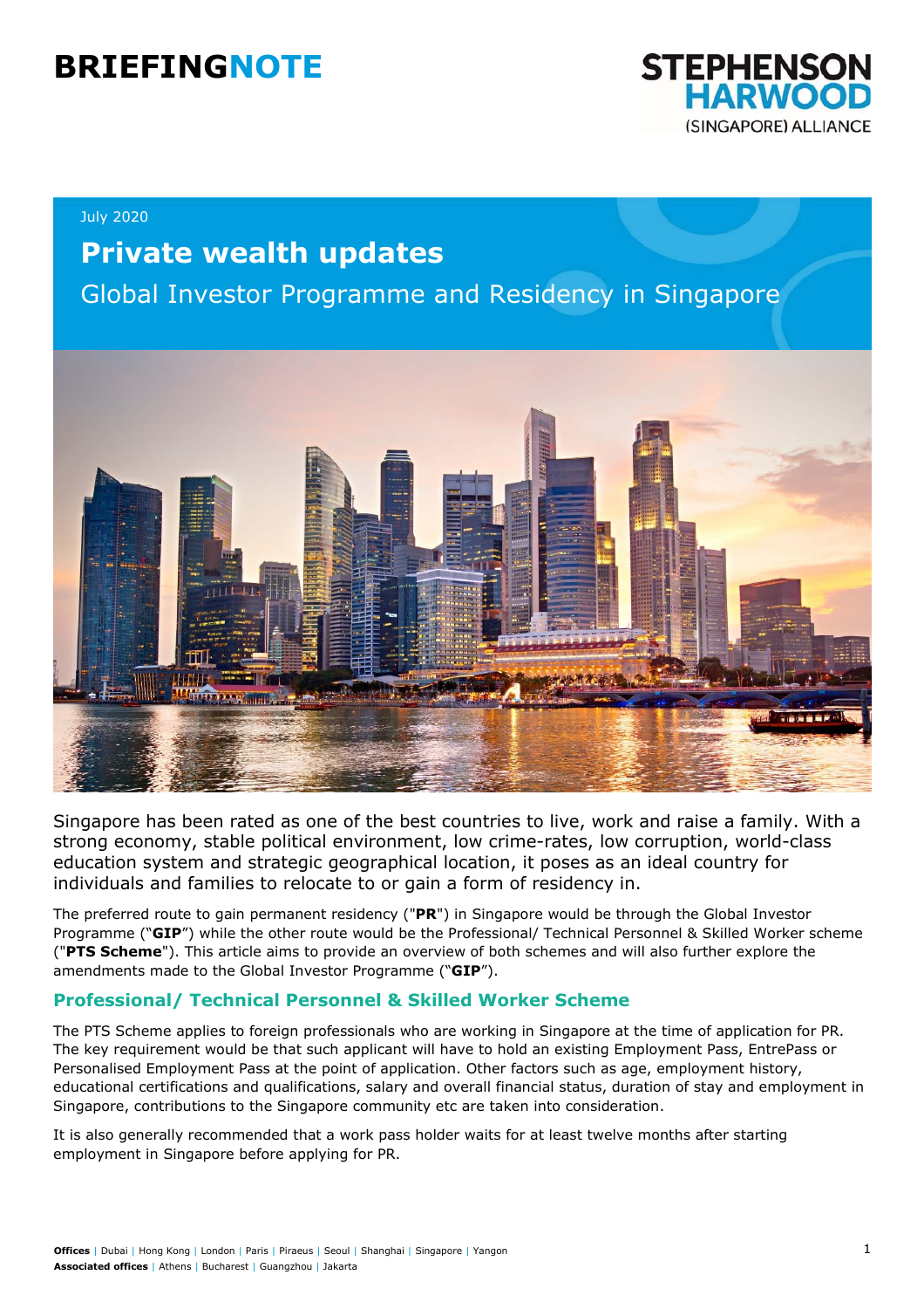# BRIEFINGNOTE

STEPHENSON HARWOOD (SINGAPORE) ALLIANCE

July 2020

## Private wealth updates

### Global Investor Programme and Residency in Singapore

Singapore has been rated as one of the best countries to live, work and raise a family. With a strong economy, stable political environment, low crime-rates, low corruption, world-class education system and strategic geographical location, it poses as an ideal country for individuals and families to relocate to or gain a form of residency in.

The preferred route to gain permanent residency ("**PR**") in Singapore would be through the Global Investor Programme ("**GIP**") while the other route would be the Professional/ Technical Personnel & Skilled Worker scheme ("**PTS Scheme**"). This article aims to provide an overview of both schemes and will also further explore the amendments made to the Global Investor Programme ("**GIP**").

## Professional/ Technical Personnel & Skilled Worker Scheme

The PTS Scheme applies to foreign professionals who are working in Singapore at the time of application for PR. The key requirement would be that such applicant will have to hold an existing Employment Pass, EntrePass or Personalised Employment Pass at the point of application. Other factors such as age, employment history, educational certifications and qualifications, salary and overall financial status, duration of stay and employment in Singapore, contributions to the Singapore community etc are taken into consideration.

It is also generally recommended that a work pass holder waits for at least twelve months after starting employment in Singapore before applying for PR.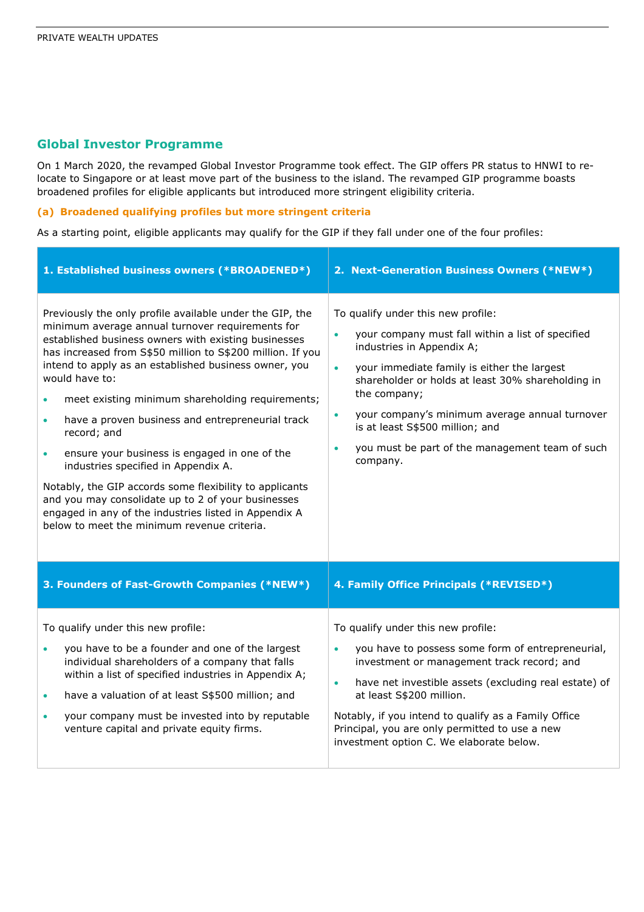## Global Investor Programme

On 1 March 2020, the revamped Global Investor Programme took effect. The GIP offers PR status to HNWI to re-locate to Singapore or at least move part of the business to the island. The revamped GIP programme boasts broadened profiles for eligible applicants but introduced more stringent eligibility criteria.

### (a) Broadened qualifying profiles but more stringent criteria

As a starting point, eligible applicants may qualify for the GIP if they fall under one of the four profiles:

| 1. Established business owners (*BROADENED*) | 2. Next-Generation Business Owners (*NEW*) |
|---|---|
| Previously the only profile available under the GIP, the minimum average annual turnover requirements for established business owners with existing businesses has increased from S$50 million to S$200 million. If you intend to apply as an established business owner, you would have to:<br>• meet existing minimum shareholding requirements;<br>• have a proven business and entrepreneurial track record; and<br>• ensure your business is engaged in one of the industries specified in Appendix A.<br>Notably, the GIP accords some flexibility to applicants and you may consolidate up to 2 of your businesses engaged in any of the industries listed in Appendix A below to meet the minimum revenue criteria. | To qualify under this new profile:<br>• your company must fall within a list of specified industries in Appendix A;<br>• your immediate family is either the largest shareholder or holds at least 30% shareholding in the company;<br>• your company's minimum average annual turnover is at least S$500 million; and<br>• you must be part of the management team of such company. |
| **3. Founders of Fast-Growth Companies (*NEW*)** | **4. Family Office Principals (*REVISED*)** |
| To qualify under this new profile:<br>• you have to be a founder and one of the largest individual shareholders of a company that falls within a list of specified industries in Appendix A;<br>• have a valuation of at least S$500 million; and<br>• your company must be invested into by reputable venture capital and private equity firms. | To qualify under this new profile:<br>• you have to possess some form of entrepreneurial, investment or management track record; and<br>• have net investible assets (excluding real estate) of at least S$200 million.<br>Notably, if you intend to qualify as a Family Office Principal, you are only permitted to use a new investment option C. We elaborate below. |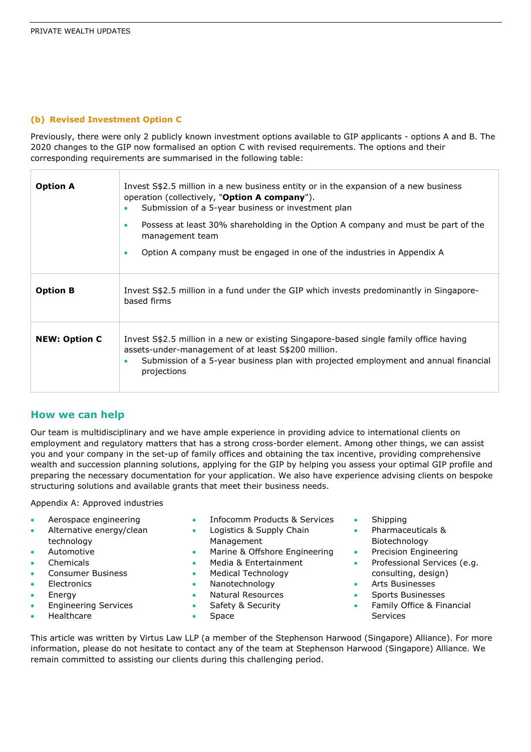### (b) Revised Investment Option C

Previously, there were only 2 publicly known investment options available to GIP applicants - options A and B. The 2020 changes to the GIP now formalised an option C with revised requirements. The options and their corresponding requirements are summarised in the following table:

| | |
|---|---|
| **Option A** | Invest S$2.5 million in a new business entity or in the expansion of a new business operation (collectively, "**Option A company**").<br>• Submission of a 5-year business or investment plan<br>• Possess at least 30% shareholding in the Option A company and must be part of the management team<br>• Option A company must be engaged in one of the industries in Appendix A |
| **Option B** | Invest S$2.5 million in a fund under the GIP which invests predominantly in Singapore-based firms |
| **NEW: Option C** | Invest S$2.5 million in a new or existing Singapore-based single family office having assets-under-management of at least S$200 million.<br>• Submission of a 5-year business plan with projected employment and annual financial projections |

## How we can help

Our team is multidisciplinary and we have ample experience in providing advice to international clients on employment and regulatory matters that has a strong cross-border element. Among other things, we can assist you and your company in the set-up of family offices and obtaining the tax incentive, providing comprehensive wealth and succession planning solutions, applying for the GIP by helping you assess your optimal GIP profile and preparing the necessary documentation for your application. We also have experience advising clients on bespoke structuring solutions and available grants that meet their business needs.

Appendix A: Approved industries

- Aerospace engineering
- Alternative energy/clean technology
- Automotive
- Chemicals
- Consumer Business
- Electronics
- Energy
- Engineering Services
- Healthcare
- Infocomm Products & Services
- Logistics & Supply Chain Management
- Marine & Offshore Engineering
- Media & Entertainment
- Medical Technology
- Nanotechnology
- Natural Resources
- Safety & Security
- Space
- Shipping
- Pharmaceuticals & Biotechnology
- Precision Engineering
- Professional Services (e.g. consulting, design)
- Arts Businesses
- Sports Businesses
- Family Office & Financial Services

This article was written by Virtus Law LLP (a member of the Stephenson Harwood (Singapore) Alliance). For more information, please do not hesitate to contact any of the team at Stephenson Harwood (Singapore) Alliance. We remain committed to assisting our clients during this challenging period.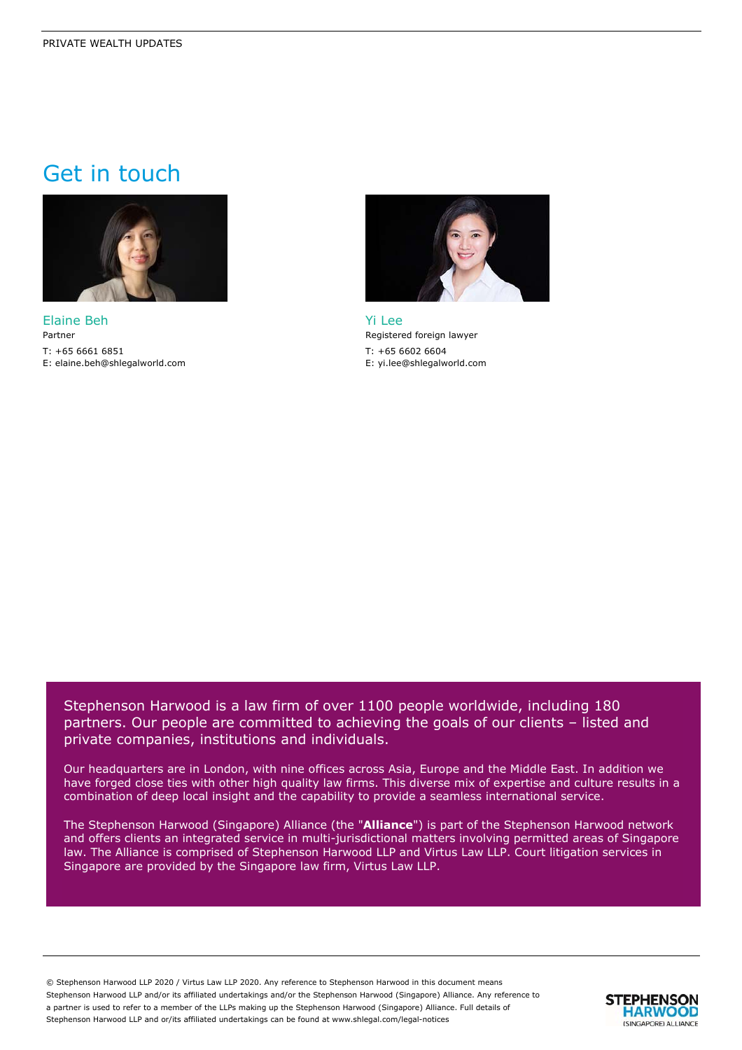## Get in touch

**Elaine Beh**
Partner
T: +65 6661 6851
E: elaine.beh@shlegalworld.com

**Yi Lee**
Registered foreign lawyer
T: +65 6602 6604
E: yi.lee@shlegalworld.com

Stephenson Harwood is a law firm of over 1100 people worldwide, including 180 partners. Our people are committed to achieving the goals of our clients – listed and private companies, institutions and individuals.

Our headquarters are in London, with nine offices across Asia, Europe and the Middle East. In addition we have forged close ties with other high quality law firms. This diverse mix of expertise and culture results in a combination of deep local insight and the capability to provide a seamless international service.

The Stephenson Harwood (Singapore) Alliance (the "**Alliance**") is part of the Stephenson Harwood network and offers clients an integrated service in multi-jurisdictional matters involving permitted areas of Singapore law. The Alliance is comprised of Stephenson Harwood LLP and Virtus Law LLP. Court litigation services in Singapore are provided by the Singapore law firm, Virtus Law LLP.

© Stephenson Harwood LLP 2020 / Virtus Law LLP 2020. Any reference to Stephenson Harwood in this document means Stephenson Harwood LLP and/or its affiliated undertakings and/or the Stephenson Harwood (Singapore) Alliance. Any reference to a partner is used to refer to a member of the LLPs making up the Stephenson Harwood (Singapore) Alliance. Full details of Stephenson Harwood LLP and or/its affiliated undertakings can be found at www.shlegal.com/legal-notices

STEPHENSON HARWOOD (SINGAPORE) ALLIANCE